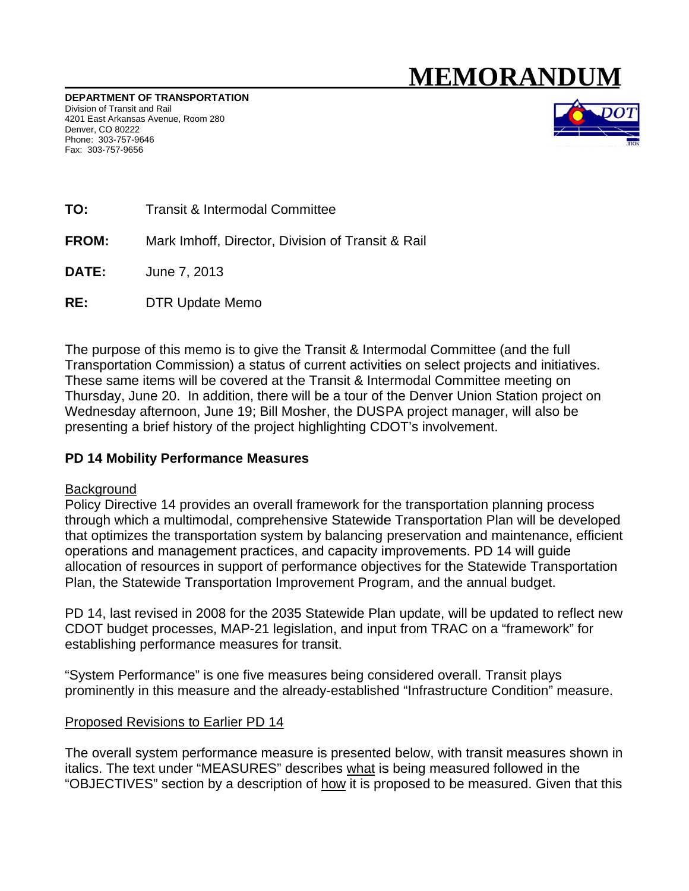# MEMORANDUM

**DEPARTMENT OF TRANSPORTATION**
Division of Transit and Rail
4201 East Arkansas Avenue, Room 280
Denver, CO 80222
Phone: 303-757-9646
Fax: 303-757-9656

**TO:** Transit & Intermodal Committee

**FROM:** Mark Imhoff, Director, Division of Transit & Rail

**DATE:** June 7, 2013

**RE:** DTR Update Memo

The purpose of this memo is to give the Transit & Intermodal Committee (and the full Transportation Commission) a status of current activities on select projects and initiatives. These same items will be covered at the Transit & Intermodal Committee meeting on Thursday, June 20. In addition, there will be a tour of the Denver Union Station project on Wednesday afternoon, June 19; Bill Mosher, the DUSPA project manager, will also be presenting a brief history of the project highlighting CDOT's involvement.

## PD 14 Mobility Performance Measures

Background

Policy Directive 14 provides an overall framework for the transportation planning process through which a multimodal, comprehensive Statewide Transportation Plan will be developed that optimizes the transportation system by balancing preservation and maintenance, efficient operations and management practices, and capacity improvements. PD 14 will guide allocation of resources in support of performance objectives for the Statewide Transportation Plan, the Statewide Transportation Improvement Program, and the annual budget.

PD 14, last revised in 2008 for the 2035 Statewide Plan update, will be updated to reflect new CDOT budget processes, MAP-21 legislation, and input from TRAC on a "framework" for establishing performance measures for transit.

"System Performance" is one five measures being considered overall. Transit plays prominently in this measure and the already-established "Infrastructure Condition" measure.

Proposed Revisions to Earlier PD 14

The overall system performance measure is presented below, with transit measures shown in italics. The text under "MEASURES" describes what is being measured followed in the "OBJECTIVES" section by a description of how it is proposed to be measured. Given that this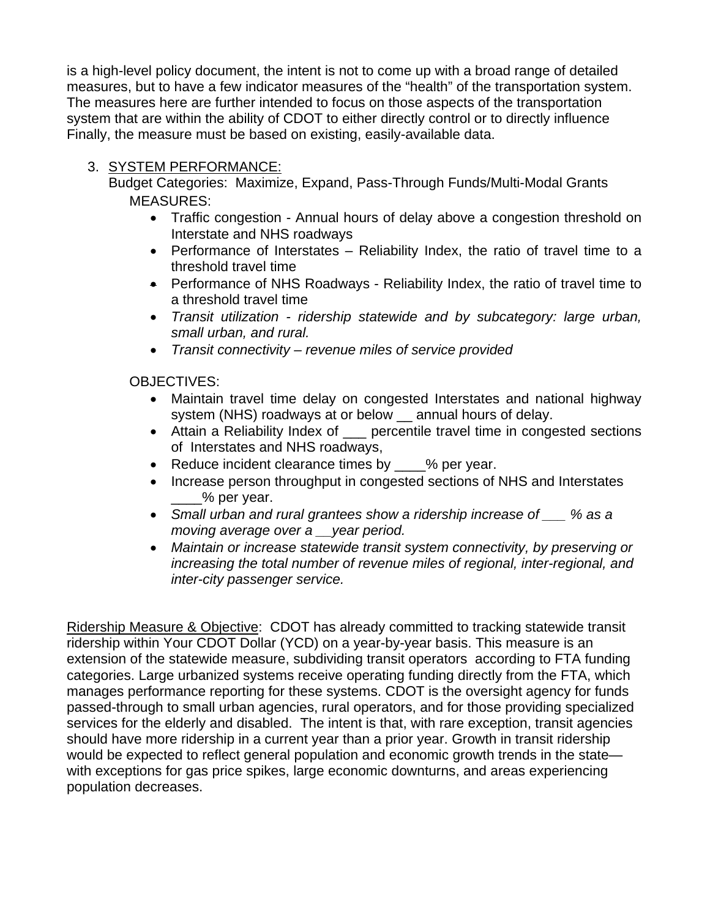is a high-level policy document, the intent is not to come up with a broad range of detailed measures, but to have a few indicator measures of the "health" of the transportation system. The measures here are further intended to focus on those aspects of the transportation system that are within the ability of CDOT to either directly control or to directly influence Finally, the measure must be based on existing, easily-available data.

3. <u>SYSTEM PERFORMANCE:</u>
   Budget Categories: Maximize, Expand, Pass-Through Funds/Multi-Modal Grants

   MEASURES:
   - Traffic congestion - Annual hours of delay above a congestion threshold on Interstate and NHS roadways
   - Performance of Interstates – Reliability Index, the ratio of travel time to a threshold travel time
   - Performance of NHS Roadways - Reliability Index, the ratio of travel time to a threshold travel time
   - *Transit utilization - ridership statewide and by subcategory: large urban, small urban, and rural.*
   - *Transit connectivity – revenue miles of service provided*

   OBJECTIVES:
   - Maintain travel time delay on congested Interstates and national highway system (NHS) roadways at or below __ annual hours of delay.
   - Attain a Reliability Index of ___ percentile travel time in congested sections of Interstates and NHS roadways,
   - Reduce incident clearance times by ____% per year.
   - Increase person throughput in congested sections of NHS and Interstates ____% per year.
   - *Small urban and rural grantees show a ridership increase of ___ % as a moving average over a __year period.*
   - *Maintain or increase statewide transit system connectivity, by preserving or increasing the total number of revenue miles of regional, inter-regional, and inter-city passenger service.*

<u>Ridership Measure & Objective</u>: CDOT has already committed to tracking statewide transit ridership within Your CDOT Dollar (YCD) on a year-by-year basis. This measure is an extension of the statewide measure, subdividing transit operators according to FTA funding categories. Large urbanized systems receive operating funding directly from the FTA, which manages performance reporting for these systems. CDOT is the oversight agency for funds passed-through to small urban agencies, rural operators, and for those providing specialized services for the elderly and disabled. The intent is that, with rare exception, transit agencies should have more ridership in a current year than a prior year. Growth in transit ridership would be expected to reflect general population and economic growth trends in the state—with exceptions for gas price spikes, large economic downturns, and areas experiencing population decreases.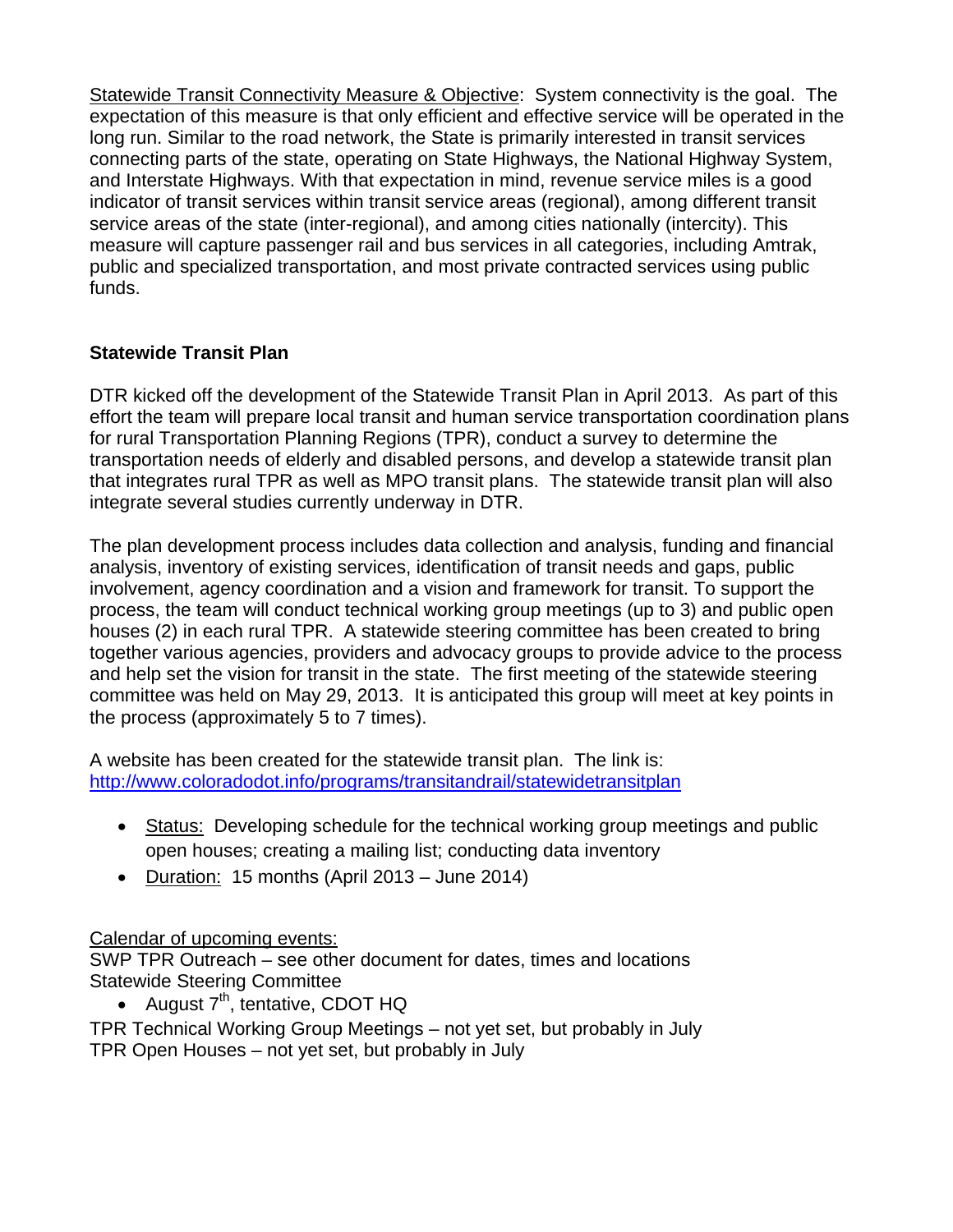Statewide Transit Connectivity Measure & Objective: System connectivity is the goal. The expectation of this measure is that only efficient and effective service will be operated in the long run. Similar to the road network, the State is primarily interested in transit services connecting parts of the state, operating on State Highways, the National Highway System, and Interstate Highways. With that expectation in mind, revenue service miles is a good indicator of transit services within transit service areas (regional), among different transit service areas of the state (inter-regional), and among cities nationally (intercity). This measure will capture passenger rail and bus services in all categories, including Amtrak, public and specialized transportation, and most private contracted services using public funds.

**Statewide Transit Plan**

DTR kicked off the development of the Statewide Transit Plan in April 2013. As part of this effort the team will prepare local transit and human service transportation coordination plans for rural Transportation Planning Regions (TPR), conduct a survey to determine the transportation needs of elderly and disabled persons, and develop a statewide transit plan that integrates rural TPR as well as MPO transit plans. The statewide transit plan will also integrate several studies currently underway in DTR.

The plan development process includes data collection and analysis, funding and financial analysis, inventory of existing services, identification of transit needs and gaps, public involvement, agency coordination and a vision and framework for transit. To support the process, the team will conduct technical working group meetings (up to 3) and public open houses (2) in each rural TPR. A statewide steering committee has been created to bring together various agencies, providers and advocacy groups to provide advice to the process and help set the vision for transit in the state. The first meeting of the statewide steering committee was held on May 29, 2013. It is anticipated this group will meet at key points in the process (approximately 5 to 7 times).

A website has been created for the statewide transit plan. The link is: http://www.coloradodot.info/programs/transitandrail/statewidetransitplan

- Status: Developing schedule for the technical working group meetings and public open houses; creating a mailing list; conducting data inventory
- Duration: 15 months (April 2013 – June 2014)

Calendar of upcoming events:

SWP TPR Outreach – see other document for dates, times and locations

Statewide Steering Committee

- August 7th, tentative, CDOT HQ

TPR Technical Working Group Meetings – not yet set, but probably in July

TPR Open Houses – not yet set, but probably in July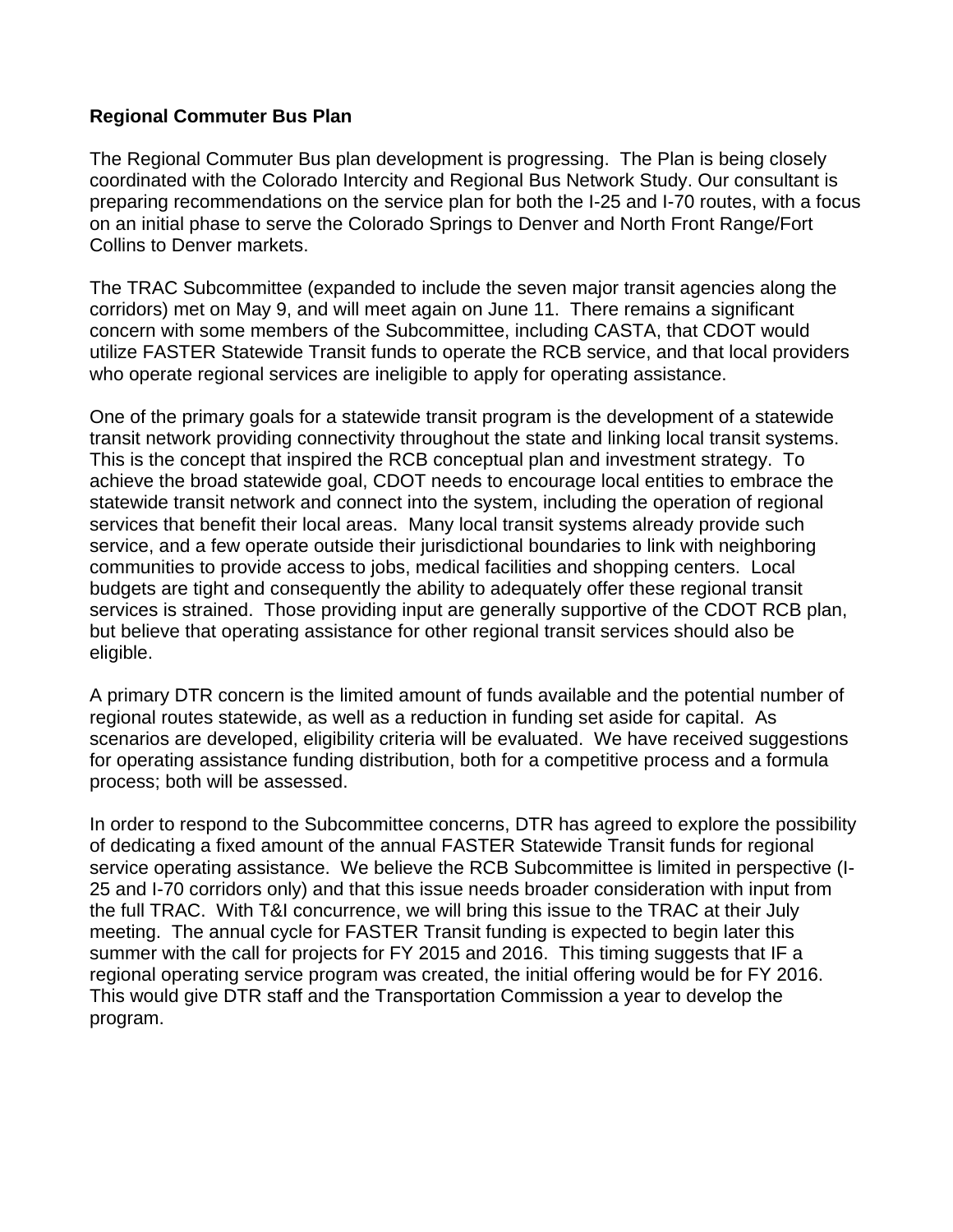**Regional Commuter Bus Plan**

The Regional Commuter Bus plan development is progressing. The Plan is being closely coordinated with the Colorado Intercity and Regional Bus Network Study. Our consultant is preparing recommendations on the service plan for both the I-25 and I-70 routes, with a focus on an initial phase to serve the Colorado Springs to Denver and North Front Range/Fort Collins to Denver markets.

The TRAC Subcommittee (expanded to include the seven major transit agencies along the corridors) met on May 9, and will meet again on June 11. There remains a significant concern with some members of the Subcommittee, including CASTA, that CDOT would utilize FASTER Statewide Transit funds to operate the RCB service, and that local providers who operate regional services are ineligible to apply for operating assistance.

One of the primary goals for a statewide transit program is the development of a statewide transit network providing connectivity throughout the state and linking local transit systems. This is the concept that inspired the RCB conceptual plan and investment strategy. To achieve the broad statewide goal, CDOT needs to encourage local entities to embrace the statewide transit network and connect into the system, including the operation of regional services that benefit their local areas. Many local transit systems already provide such service, and a few operate outside their jurisdictional boundaries to link with neighboring communities to provide access to jobs, medical facilities and shopping centers. Local budgets are tight and consequently the ability to adequately offer these regional transit services is strained. Those providing input are generally supportive of the CDOT RCB plan, but believe that operating assistance for other regional transit services should also be eligible.

A primary DTR concern is the limited amount of funds available and the potential number of regional routes statewide, as well as a reduction in funding set aside for capital. As scenarios are developed, eligibility criteria will be evaluated. We have received suggestions for operating assistance funding distribution, both for a competitive process and a formula process; both will be assessed.

In order to respond to the Subcommittee concerns, DTR has agreed to explore the possibility of dedicating a fixed amount of the annual FASTER Statewide Transit funds for regional service operating assistance. We believe the RCB Subcommittee is limited in perspective (I-25 and I-70 corridors only) and that this issue needs broader consideration with input from the full TRAC. With T&I concurrence, we will bring this issue to the TRAC at their July meeting. The annual cycle for FASTER Transit funding is expected to begin later this summer with the call for projects for FY 2015 and 2016. This timing suggests that IF a regional operating service program was created, the initial offering would be for FY 2016. This would give DTR staff and the Transportation Commission a year to develop the program.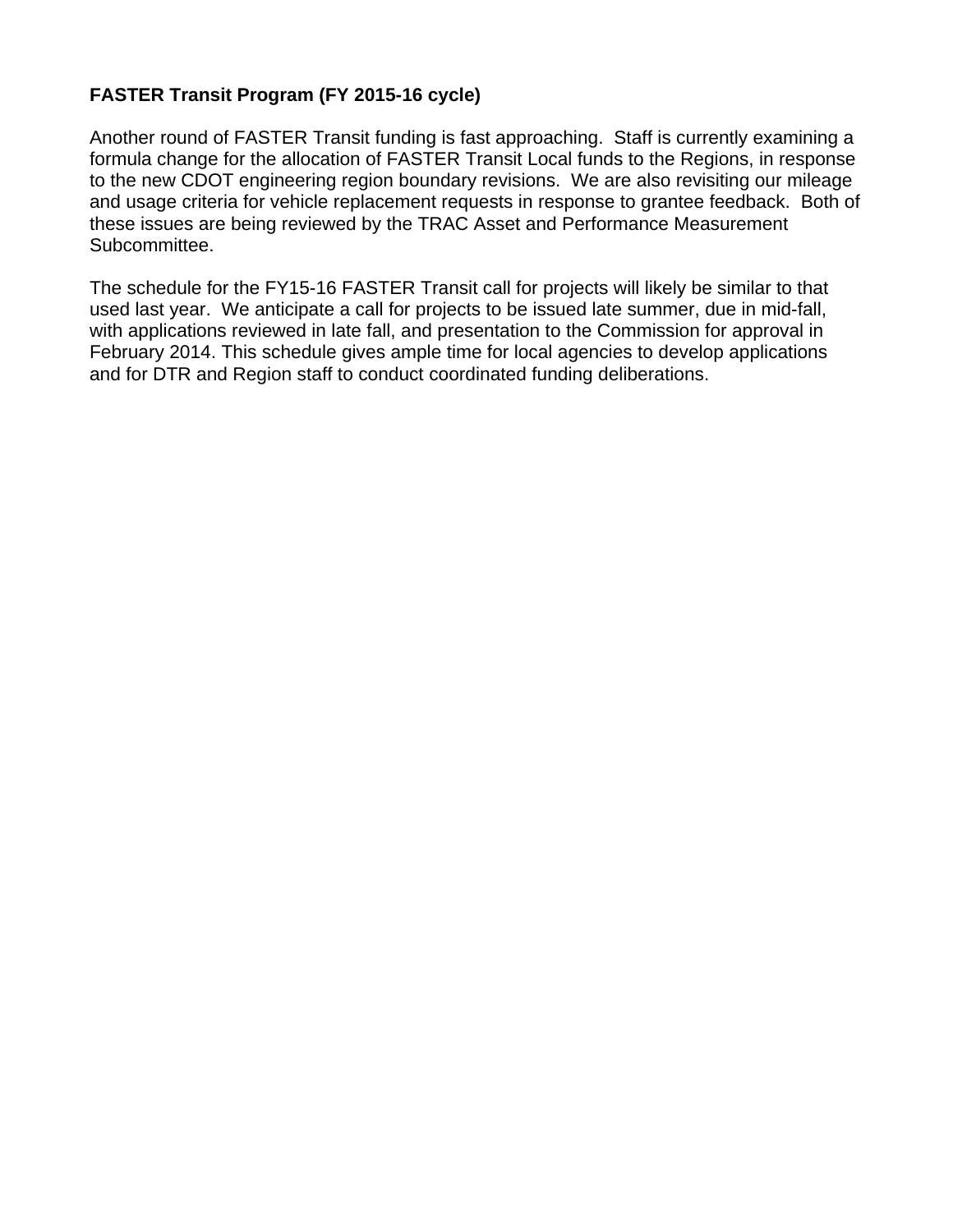**FASTER Transit Program (FY 2015-16 cycle)**

Another round of FASTER Transit funding is fast approaching. Staff is currently examining a formula change for the allocation of FASTER Transit Local funds to the Regions, in response to the new CDOT engineering region boundary revisions. We are also revisiting our mileage and usage criteria for vehicle replacement requests in response to grantee feedback. Both of these issues are being reviewed by the TRAC Asset and Performance Measurement Subcommittee.

The schedule for the FY15-16 FASTER Transit call for projects will likely be similar to that used last year. We anticipate a call for projects to be issued late summer, due in mid-fall, with applications reviewed in late fall, and presentation to the Commission for approval in February 2014. This schedule gives ample time for local agencies to develop applications and for DTR and Region staff to conduct coordinated funding deliberations.